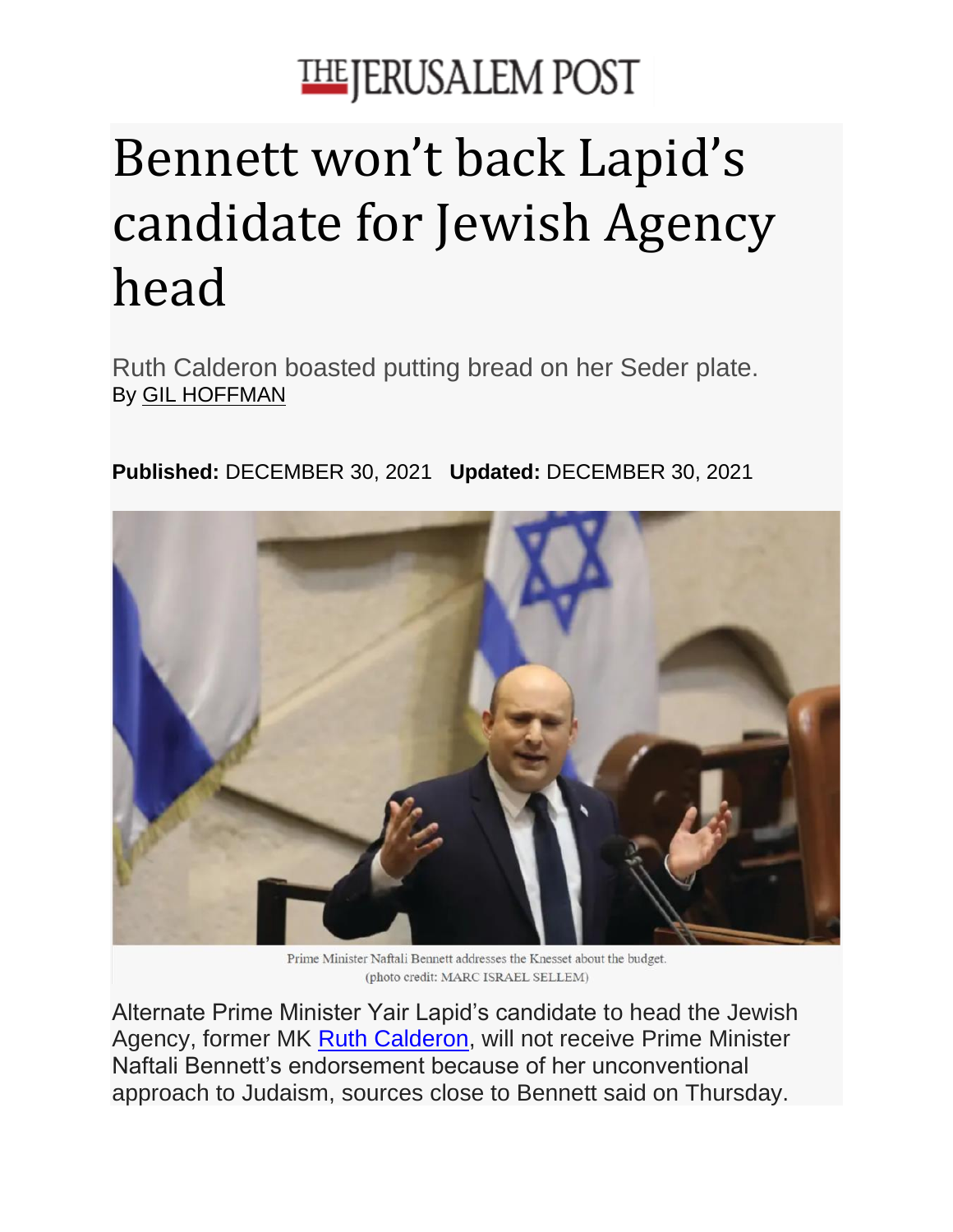THE JERUSALEM POST

# Bennett won't back Lapid's candidate for Jewish Agency head

Ruth Calderon boasted putting bread on her Seder plate.

By GIL HOFFMAN

**Published:** DECEMBER 30, 2021 **Updated:** DECEMBER 30, 2021

Prime Minister Naftali Bennett addresses the Knesset about the budget.
(photo credit: MARC ISRAEL SELLEM)

Alternate Prime Minister Yair Lapid's candidate to head the Jewish Agency, former MK Ruth Calderon, will not receive Prime Minister Naftali Bennett's endorsement because of her unconventional approach to Judaism, sources close to Bennett said on Thursday.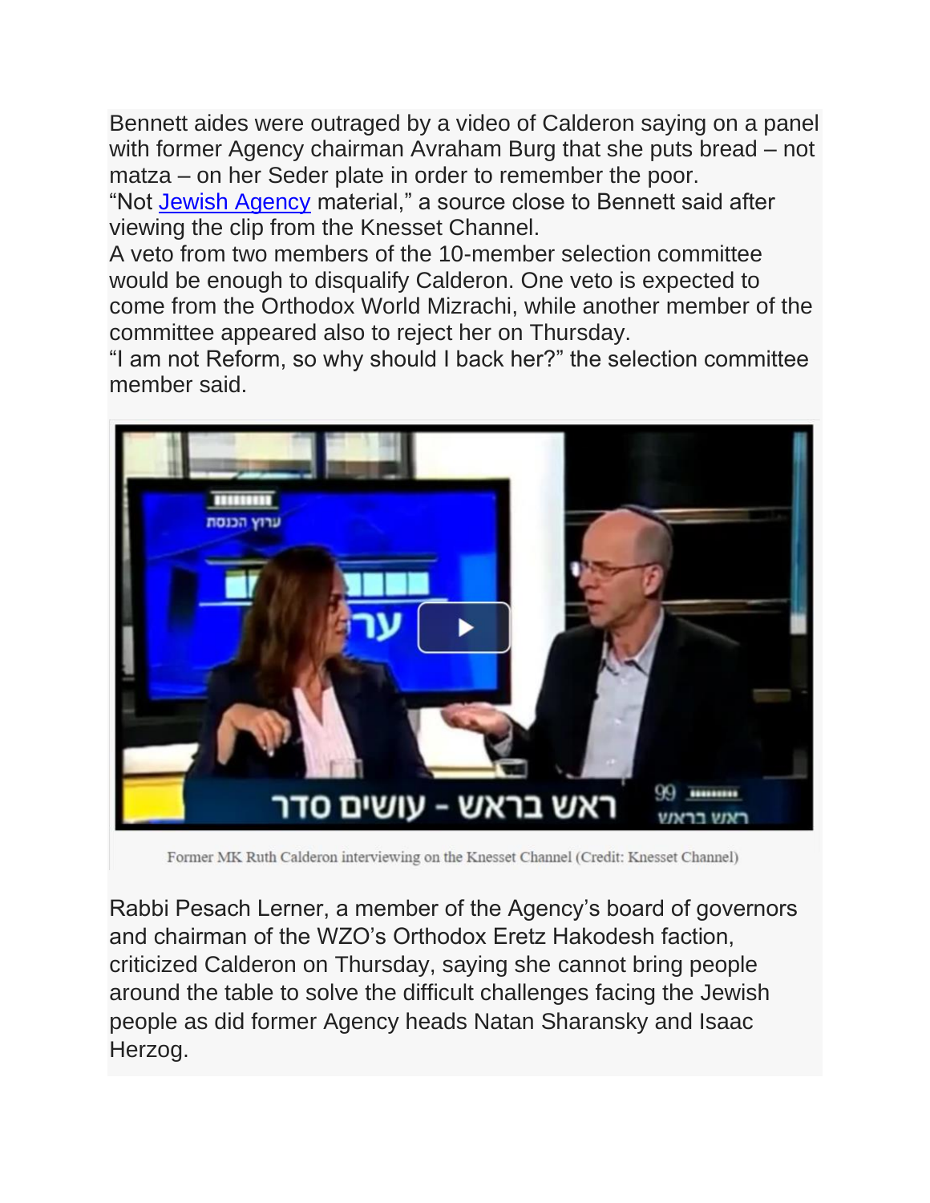Bennett aides were outraged by a video of Calderon saying on a panel with former Agency chairman Avraham Burg that she puts bread – not matza – on her Seder plate in order to remember the poor.

"Not Jewish Agency material," a source close to Bennett said after viewing the clip from the Knesset Channel.

A veto from two members of the 10-member selection committee would be enough to disqualify Calderon. One veto is expected to come from the Orthodox World Mizrachi, while another member of the committee appeared also to reject her on Thursday.

"I am not Reform, so why should I back her?" the selection committee member said.

Former MK Ruth Calderon interviewing on the Knesset Channel (Credit: Knesset Channel)

Rabbi Pesach Lerner, a member of the Agency's board of governors and chairman of the WZO's Orthodox Eretz Hakodesh faction, criticized Calderon on Thursday, saying she cannot bring people around the table to solve the difficult challenges facing the Jewish people as did former Agency heads Natan Sharansky and Isaac Herzog.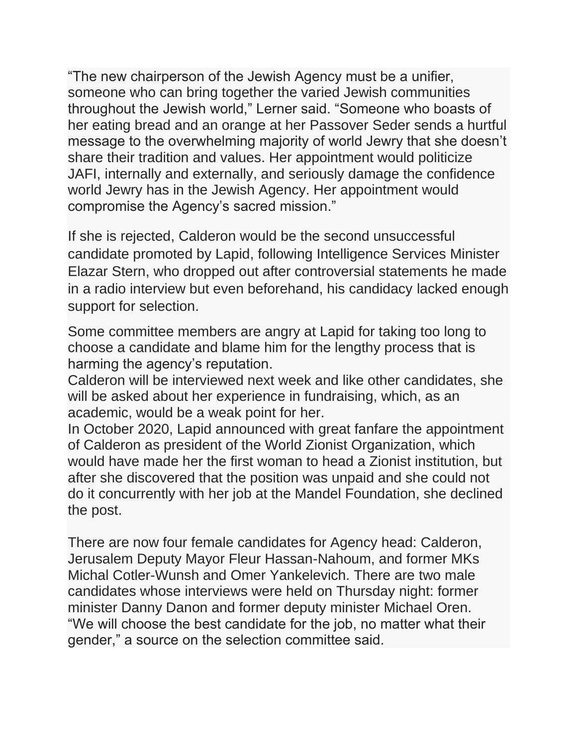"The new chairperson of the Jewish Agency must be a unifier, someone who can bring together the varied Jewish communities throughout the Jewish world," Lerner said. "Someone who boasts of her eating bread and an orange at her Passover Seder sends a hurtful message to the overwhelming majority of world Jewry that she doesn't share their tradition and values. Her appointment would politicize JAFI, internally and externally, and seriously damage the confidence world Jewry has in the Jewish Agency. Her appointment would compromise the Agency's sacred mission."

If she is rejected, Calderon would be the second unsuccessful candidate promoted by Lapid, following Intelligence Services Minister Elazar Stern, who dropped out after controversial statements he made in a radio interview but even beforehand, his candidacy lacked enough support for selection.

Some committee members are angry at Lapid for taking too long to choose a candidate and blame him for the lengthy process that is harming the agency's reputation.

Calderon will be interviewed next week and like other candidates, she will be asked about her experience in fundraising, which, as an academic, would be a weak point for her.

In October 2020, Lapid announced with great fanfare the appointment of Calderon as president of the World Zionist Organization, which would have made her the first woman to head a Zionist institution, but after she discovered that the position was unpaid and she could not do it concurrently with her job at the Mandel Foundation, she declined the post.

There are now four female candidates for Agency head: Calderon, Jerusalem Deputy Mayor Fleur Hassan-Nahoum, and former MKs Michal Cotler-Wunsh and Omer Yankelevich. There are two male candidates whose interviews were held on Thursday night: former minister Danny Danon and former deputy minister Michael Oren.

"We will choose the best candidate for the job, no matter what their gender," a source on the selection committee said.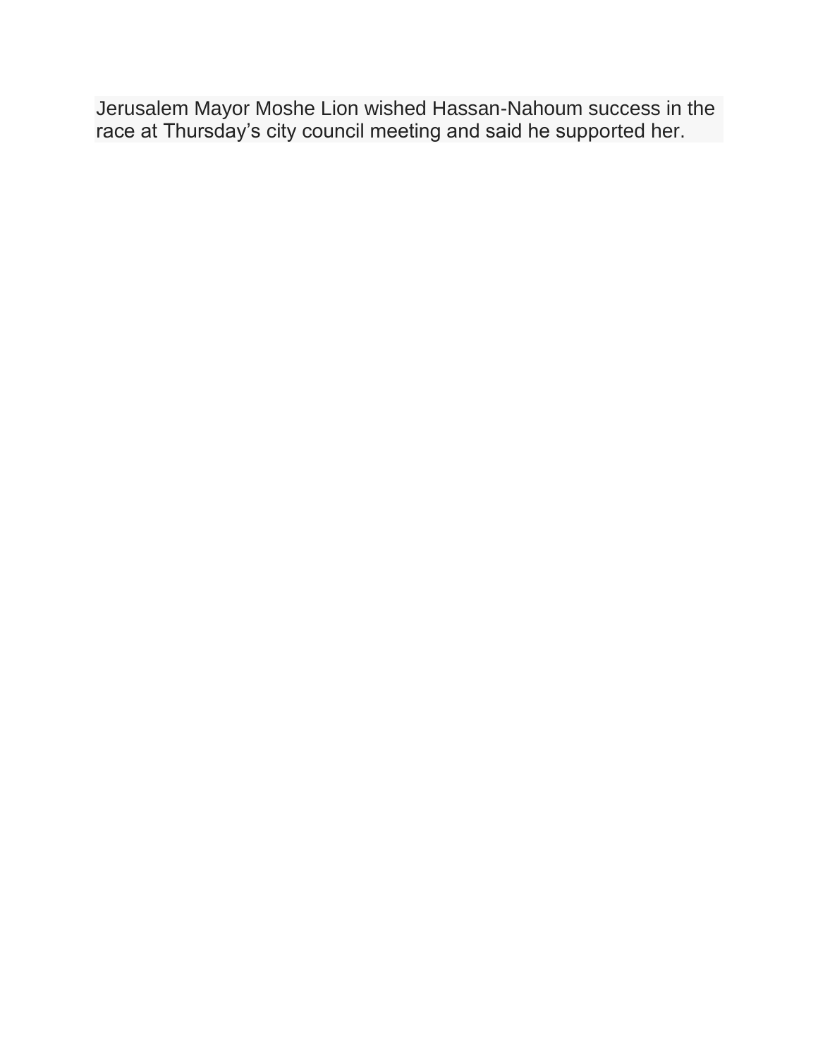Jerusalem Mayor Moshe Lion wished Hassan-Nahoum success in the race at Thursday’s city council meeting and said he supported her.